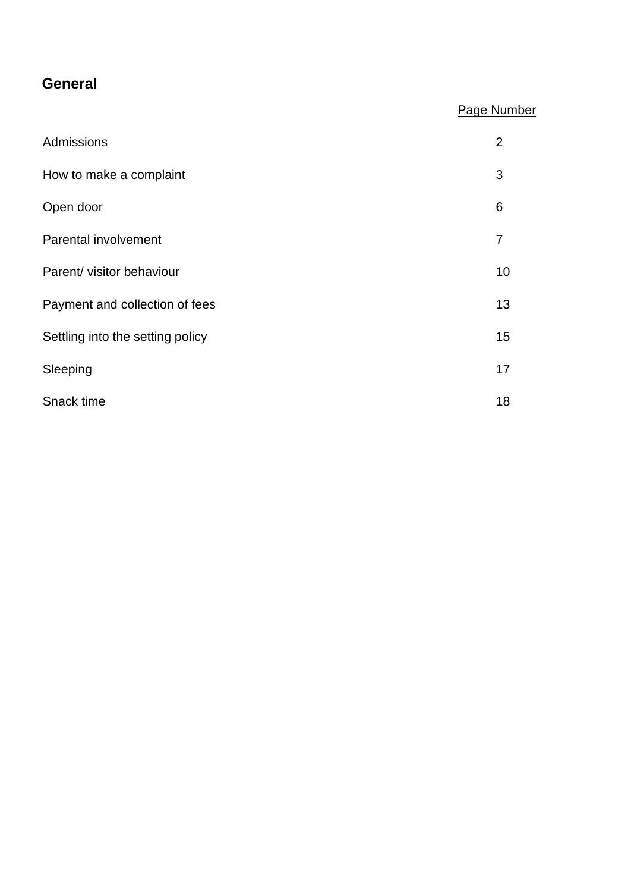## General

| | Page Number |
| --- | --- |
| Admissions | 2 |
| How to make a complaint | 3 |
| Open door | 6 |
| Parental involvement | 7 |
| Parent/ visitor behaviour | 10 |
| Payment and collection of fees | 13 |
| Settling into the setting policy | 15 |
| Sleeping | 17 |
| Snack time | 18 |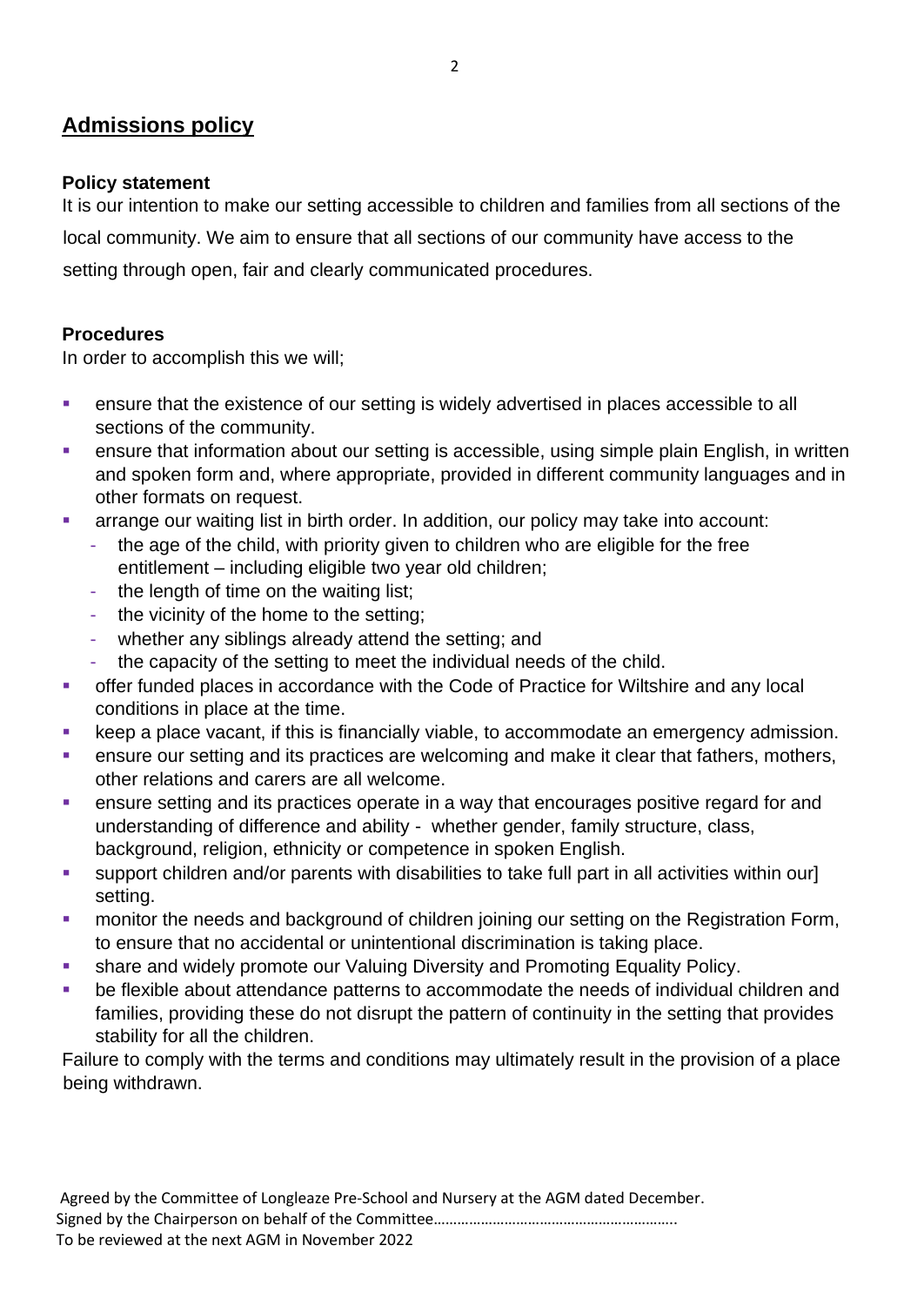## Admissions policy

**Policy statement**

It is our intention to make our setting accessible to children and families from all sections of the local community. We aim to ensure that all sections of our community have access to the setting through open, fair and clearly communicated procedures.

**Procedures**

In order to accomplish this we will;

- ensure that the existence of our setting is widely advertised in places accessible to all sections of the community.
- ensure that information about our setting is accessible, using simple plain English, in written and spoken form and, where appropriate, provided in different community languages and in other formats on request.
- arrange our waiting list in birth order. In addition, our policy may take into account:
  - the age of the child, with priority given to children who are eligible for the free entitlement – including eligible two year old children;
  - the length of time on the waiting list;
  - the vicinity of the home to the setting;
  - whether any siblings already attend the setting; and
  - the capacity of the setting to meet the individual needs of the child.
- offer funded places in accordance with the Code of Practice for Wiltshire and any local conditions in place at the time.
- keep a place vacant, if this is financially viable, to accommodate an emergency admission.
- ensure our setting and its practices are welcoming and make it clear that fathers, mothers, other relations and carers are all welcome.
- ensure setting and its practices operate in a way that encourages positive regard for and understanding of difference and ability - whether gender, family structure, class, background, religion, ethnicity or competence in spoken English.
- support children and/or parents with disabilities to take full part in all activities within our] setting.
- monitor the needs and background of children joining our setting on the Registration Form, to ensure that no accidental or unintentional discrimination is taking place.
- share and widely promote our Valuing Diversity and Promoting Equality Policy.
- be flexible about attendance patterns to accommodate the needs of individual children and families, providing these do not disrupt the pattern of continuity in the setting that provides stability for all the children.

Failure to comply with the terms and conditions may ultimately result in the provision of a place being withdrawn.

Agreed by the Committee of Longleaze Pre-School and Nursery at the AGM dated December.
Signed by the Chairperson on behalf of the Committee……………………………………………………..
To be reviewed at the next AGM in November 2022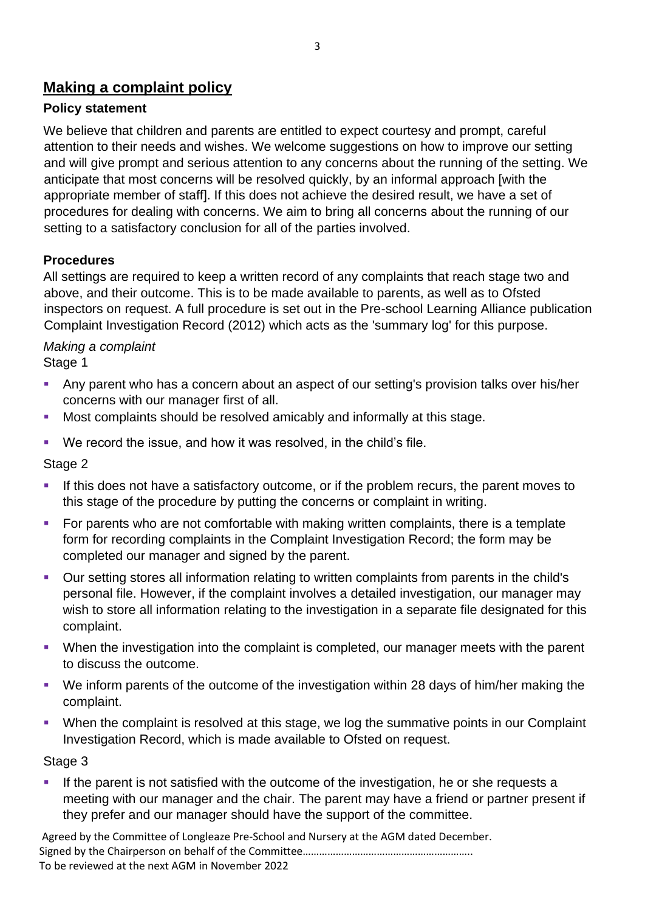## Making a complaint policy

**Policy statement**

We believe that children and parents are entitled to expect courtesy and prompt, careful attention to their needs and wishes. We welcome suggestions on how to improve our setting and will give prompt and serious attention to any concerns about the running of the setting. We anticipate that most concerns will be resolved quickly, by an informal approach [with the appropriate member of staff]. If this does not achieve the desired result, we have a set of procedures for dealing with concerns. We aim to bring all concerns about the running of our setting to a satisfactory conclusion for all of the parties involved.

**Procedures**

All settings are required to keep a written record of any complaints that reach stage two and above, and their outcome. This is to be made available to parents, as well as to Ofsted inspectors on request. A full procedure is set out in the Pre-school Learning Alliance publication Complaint Investigation Record (2012) which acts as the 'summary log' for this purpose.

*Making a complaint*

Stage 1

- Any parent who has a concern about an aspect of our setting's provision talks over his/her concerns with our manager first of all.
- Most complaints should be resolved amicably and informally at this stage.
- We record the issue, and how it was resolved, in the child's file.

Stage 2

- If this does not have a satisfactory outcome, or if the problem recurs, the parent moves to this stage of the procedure by putting the concerns or complaint in writing.
- For parents who are not comfortable with making written complaints, there is a template form for recording complaints in the Complaint Investigation Record; the form may be completed our manager and signed by the parent.
- Our setting stores all information relating to written complaints from parents in the child's personal file. However, if the complaint involves a detailed investigation, our manager may wish to store all information relating to the investigation in a separate file designated for this complaint.
- When the investigation into the complaint is completed, our manager meets with the parent to discuss the outcome.
- We inform parents of the outcome of the investigation within 28 days of him/her making the complaint.
- When the complaint is resolved at this stage, we log the summative points in our Complaint Investigation Record, which is made available to Ofsted on request.

Stage 3

- If the parent is not satisfied with the outcome of the investigation, he or she requests a meeting with our manager and the chair. The parent may have a friend or partner present if they prefer and our manager should have the support of the committee.

Agreed by the Committee of Longleaze Pre-School and Nursery at the AGM dated December.
Signed by the Chairperson on behalf of the Committee……………………………………………………..
To be reviewed at the next AGM in November 2022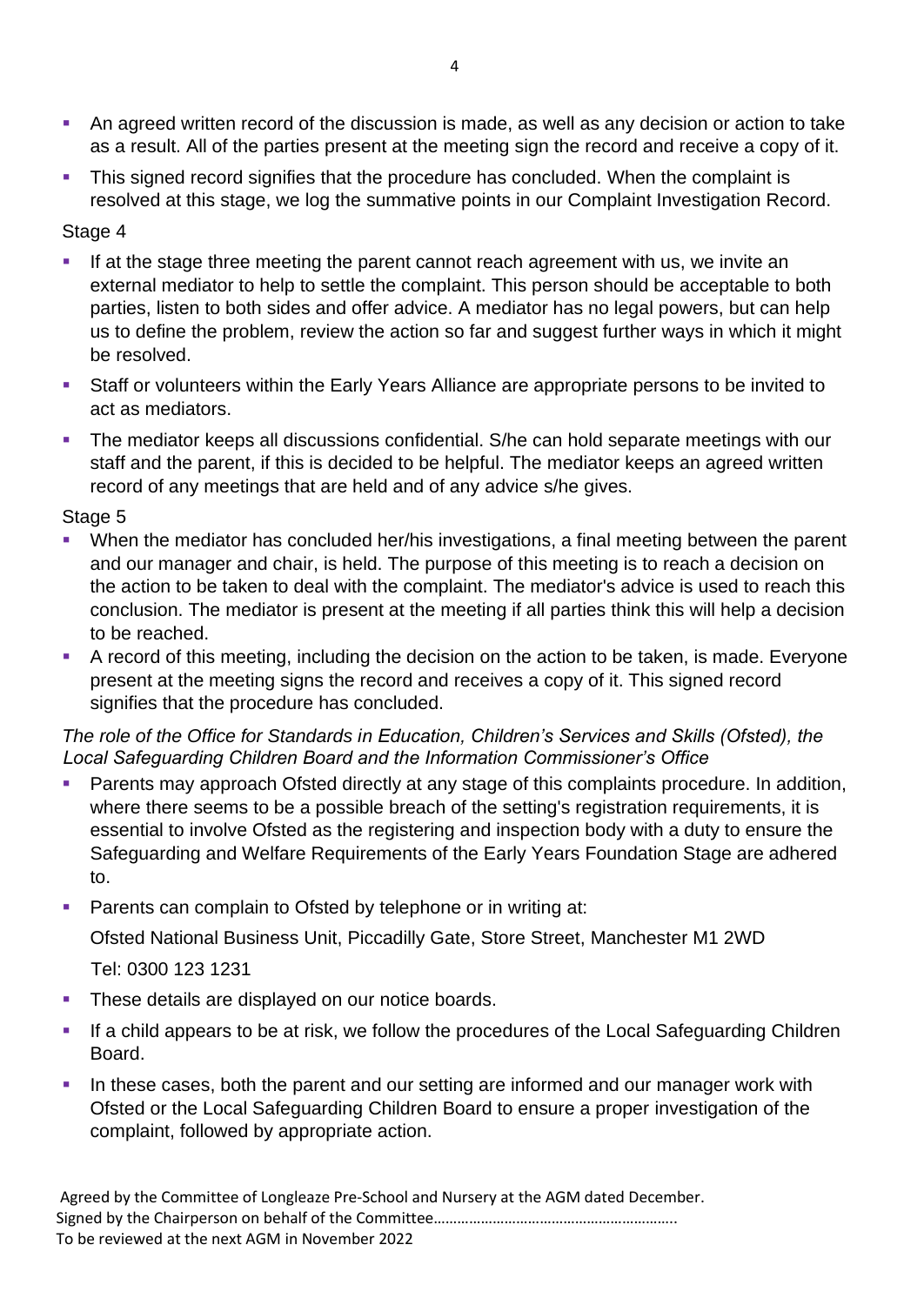- An agreed written record of the discussion is made, as well as any decision or action to take as a result. All of the parties present at the meeting sign the record and receive a copy of it.
- This signed record signifies that the procedure has concluded. When the complaint is resolved at this stage, we log the summative points in our Complaint Investigation Record.

Stage 4

- If at the stage three meeting the parent cannot reach agreement with us, we invite an external mediator to help to settle the complaint. This person should be acceptable to both parties, listen to both sides and offer advice. A mediator has no legal powers, but can help us to define the problem, review the action so far and suggest further ways in which it might be resolved.
- Staff or volunteers within the Early Years Alliance are appropriate persons to be invited to act as mediators.
- The mediator keeps all discussions confidential. S/he can hold separate meetings with our staff and the parent, if this is decided to be helpful. The mediator keeps an agreed written record of any meetings that are held and of any advice s/he gives.

Stage 5

- When the mediator has concluded her/his investigations, a final meeting between the parent and our manager and chair, is held. The purpose of this meeting is to reach a decision on the action to be taken to deal with the complaint. The mediator's advice is used to reach this conclusion. The mediator is present at the meeting if all parties think this will help a decision to be reached.
- A record of this meeting, including the decision on the action to be taken, is made. Everyone present at the meeting signs the record and receives a copy of it. This signed record signifies that the procedure has concluded.

*The role of the Office for Standards in Education, Children's Services and Skills (Ofsted), the Local Safeguarding Children Board and the Information Commissioner's Office*

- Parents may approach Ofsted directly at any stage of this complaints procedure. In addition, where there seems to be a possible breach of the setting's registration requirements, it is essential to involve Ofsted as the registering and inspection body with a duty to ensure the Safeguarding and Welfare Requirements of the Early Years Foundation Stage are adhered to.
- Parents can complain to Ofsted by telephone or in writing at:

  Ofsted National Business Unit, Piccadilly Gate, Store Street, Manchester M1 2WD

  Tel: 0300 123 1231
- These details are displayed on our notice boards.
- If a child appears to be at risk, we follow the procedures of the Local Safeguarding Children Board.
- In these cases, both the parent and our setting are informed and our manager work with Ofsted or the Local Safeguarding Children Board to ensure a proper investigation of the complaint, followed by appropriate action.

Agreed by the Committee of Longleaze Pre-School and Nursery at the AGM dated December.
Signed by the Chairperson on behalf of the Committee……………………………………………………..
To be reviewed at the next AGM in November 2022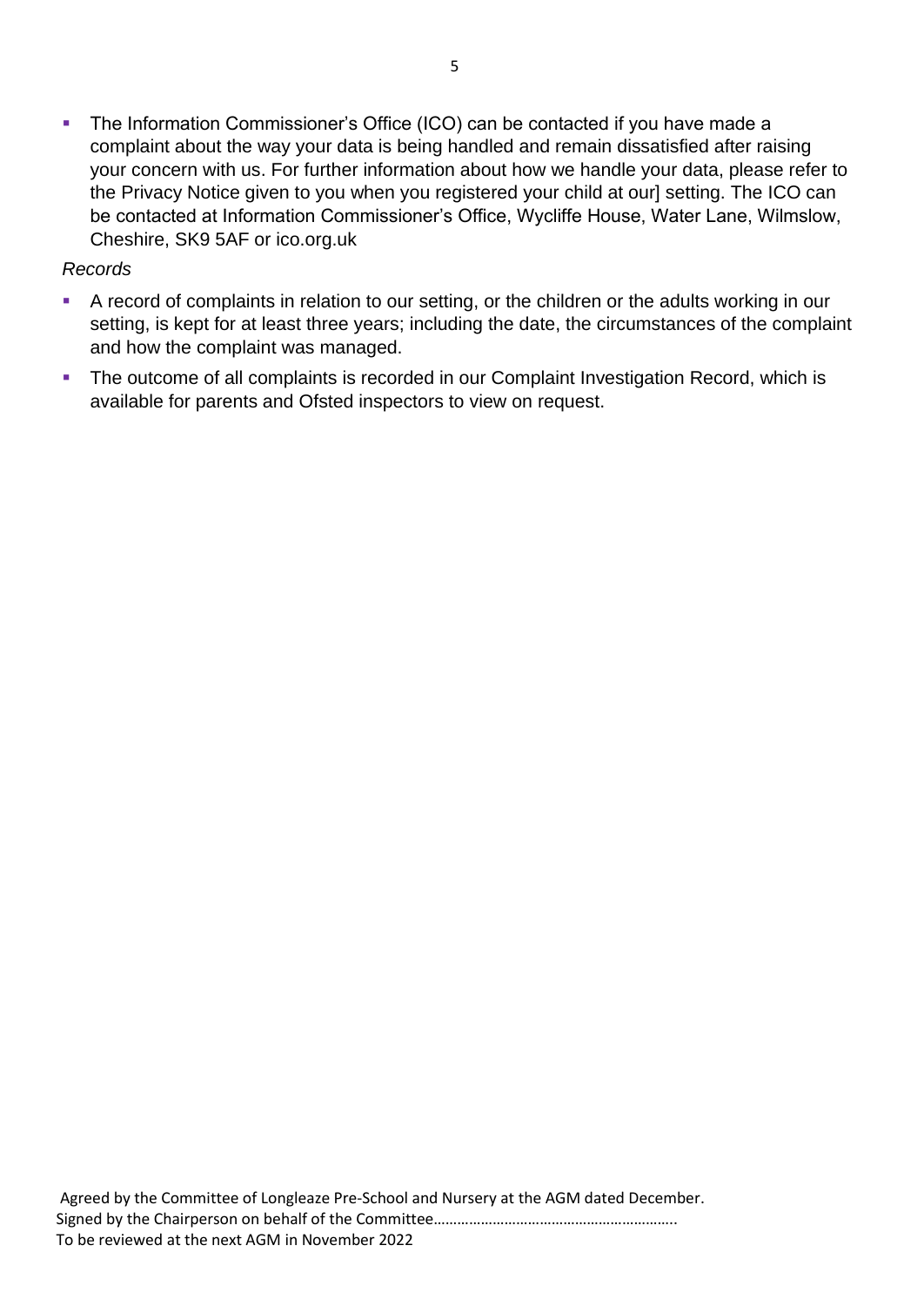- The Information Commissioner's Office (ICO) can be contacted if you have made a complaint about the way your data is being handled and remain dissatisfied after raising your concern with us. For further information about how we handle your data, please refer to the Privacy Notice given to you when you registered your child at our] setting. The ICO can be contacted at Information Commissioner's Office, Wycliffe House, Water Lane, Wilmslow, Cheshire, SK9 5AF or ico.org.uk

*Records*

- A record of complaints in relation to our setting, or the children or the adults working in our setting, is kept for at least three years; including the date, the circumstances of the complaint and how the complaint was managed.
- The outcome of all complaints is recorded in our Complaint Investigation Record, which is available for parents and Ofsted inspectors to view on request.

Agreed by the Committee of Longleaze Pre-School and Nursery at the AGM dated December.
Signed by the Chairperson on behalf of the Committee……………………………………………………..
To be reviewed at the next AGM in November 2022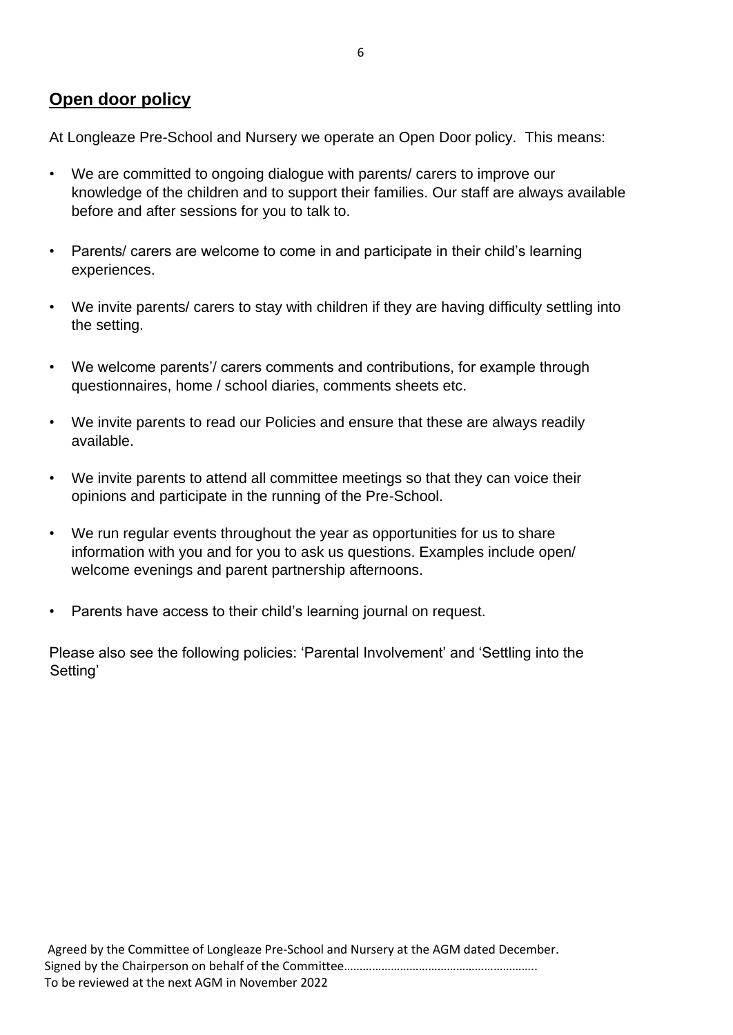## **Open door policy**

At Longleaze Pre-School and Nursery we operate an Open Door policy. This means:

- We are committed to ongoing dialogue with parents/ carers to improve our knowledge of the children and to support their families. Our staff are always available before and after sessions for you to talk to.
- Parents/ carers are welcome to come in and participate in their child's learning experiences.
- We invite parents/ carers to stay with children if they are having difficulty settling into the setting.
- We welcome parents'/ carers comments and contributions, for example through questionnaires, home / school diaries, comments sheets etc.
- We invite parents to read our Policies and ensure that these are always readily available.
- We invite parents to attend all committee meetings so that they can voice their opinions and participate in the running of the Pre-School.
- We run regular events throughout the year as opportunities for us to share information with you and for you to ask us questions. Examples include open/ welcome evenings and parent partnership afternoons.
- Parents have access to their child's learning journal on request.

Please also see the following policies: 'Parental Involvement' and 'Settling into the Setting'

Agreed by the Committee of Longleaze Pre-School and Nursery at the AGM dated December.
Signed by the Chairperson on behalf of the Committee…………………………………………………..
To be reviewed at the next AGM in November 2022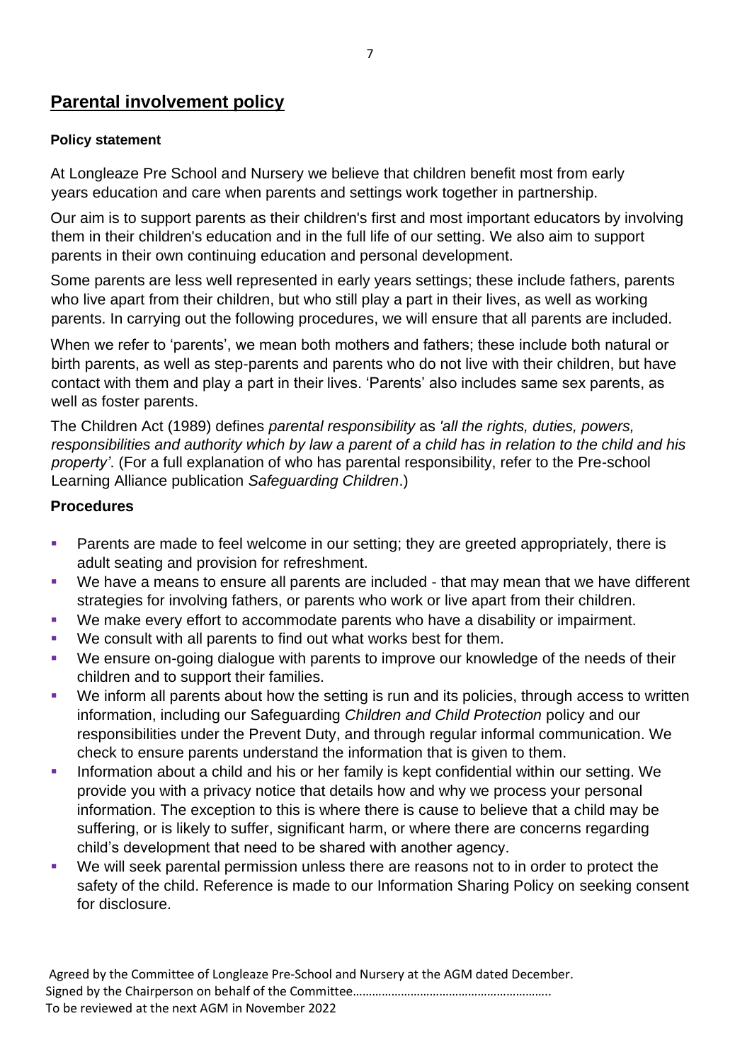## Parental involvement policy

**Policy statement**

At Longleaze Pre School and Nursery we believe that children benefit most from early years education and care when parents and settings work together in partnership.

Our aim is to support parents as their children's first and most important educators by involving them in their children's education and in the full life of our setting. We also aim to support parents in their own continuing education and personal development.

Some parents are less well represented in early years settings; these include fathers, parents who live apart from their children, but who still play a part in their lives, as well as working parents. In carrying out the following procedures, we will ensure that all parents are included.

When we refer to 'parents', we mean both mothers and fathers; these include both natural or birth parents, as well as step-parents and parents who do not live with their children, but have contact with them and play a part in their lives. 'Parents' also includes same sex parents, as well as foster parents.

The Children Act (1989) defines *parental responsibility* as *'all the rights, duties, powers, responsibilities and authority which by law a parent of a child has in relation to the child and his property'*. (For a full explanation of who has parental responsibility, refer to the Pre-school Learning Alliance publication *Safeguarding Children*.)

**Procedures**

- Parents are made to feel welcome in our setting; they are greeted appropriately, there is adult seating and provision for refreshment.
- We have a means to ensure all parents are included - that may mean that we have different strategies for involving fathers, or parents who work or live apart from their children.
- We make every effort to accommodate parents who have a disability or impairment.
- We consult with all parents to find out what works best for them.
- We ensure on-going dialogue with parents to improve our knowledge of the needs of their children and to support their families.
- We inform all parents about how the setting is run and its policies, through access to written information, including our Safeguarding *Children and Child Protection* policy and our responsibilities under the Prevent Duty, and through regular informal communication. We check to ensure parents understand the information that is given to them.
- Information about a child and his or her family is kept confidential within our setting. We provide you with a privacy notice that details how and why we process your personal information. The exception to this is where there is cause to believe that a child may be suffering, or is likely to suffer, significant harm, or where there are concerns regarding child's development that need to be shared with another agency.
- We will seek parental permission unless there are reasons not to in order to protect the safety of the child. Reference is made to our Information Sharing Policy on seeking consent for disclosure.

Agreed by the Committee of Longleaze Pre-School and Nursery at the AGM dated December.
Signed by the Chairperson on behalf of the Committee……………………………………………………..
To be reviewed at the next AGM in November 2022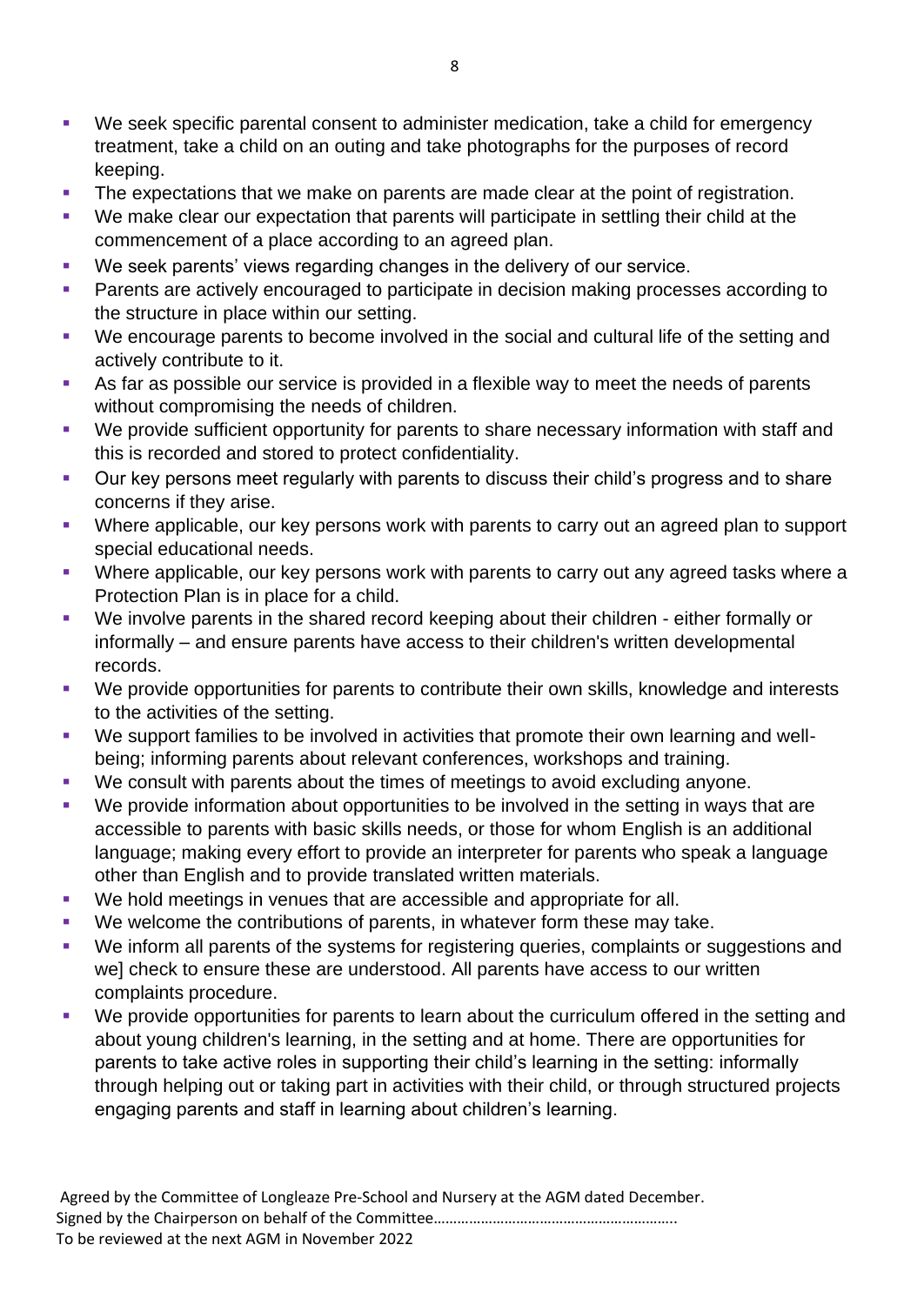- We seek specific parental consent to administer medication, take a child for emergency treatment, take a child on an outing and take photographs for the purposes of record keeping.
- The expectations that we make on parents are made clear at the point of registration.
- We make clear our expectation that parents will participate in settling their child at the commencement of a place according to an agreed plan.
- We seek parents' views regarding changes in the delivery of our service.
- Parents are actively encouraged to participate in decision making processes according to the structure in place within our setting.
- We encourage parents to become involved in the social and cultural life of the setting and actively contribute to it.
- As far as possible our service is provided in a flexible way to meet the needs of parents without compromising the needs of children.
- We provide sufficient opportunity for parents to share necessary information with staff and this is recorded and stored to protect confidentiality.
- Our key persons meet regularly with parents to discuss their child's progress and to share concerns if they arise.
- Where applicable, our key persons work with parents to carry out an agreed plan to support special educational needs.
- Where applicable, our key persons work with parents to carry out any agreed tasks where a Protection Plan is in place for a child.
- We involve parents in the shared record keeping about their children - either formally or informally – and ensure parents have access to their children's written developmental records.
- We provide opportunities for parents to contribute their own skills, knowledge and interests to the activities of the setting.
- We support families to be involved in activities that promote their own learning and well-being; informing parents about relevant conferences, workshops and training.
- We consult with parents about the times of meetings to avoid excluding anyone.
- We provide information about opportunities to be involved in the setting in ways that are accessible to parents with basic skills needs, or those for whom English is an additional language; making every effort to provide an interpreter for parents who speak a language other than English and to provide translated written materials.
- We hold meetings in venues that are accessible and appropriate for all.
- We welcome the contributions of parents, in whatever form these may take.
- We inform all parents of the systems for registering queries, complaints or suggestions and we] check to ensure these are understood. All parents have access to our written complaints procedure.
- We provide opportunities for parents to learn about the curriculum offered in the setting and about young children's learning, in the setting and at home. There are opportunities for parents to take active roles in supporting their child's learning in the setting: informally through helping out or taking part in activities with their child, or through structured projects engaging parents and staff in learning about children's learning.

Agreed by the Committee of Longleaze Pre-School and Nursery at the AGM dated December.
Signed by the Chairperson on behalf of the Committee……………………………………………………..
To be reviewed at the next AGM in November 2022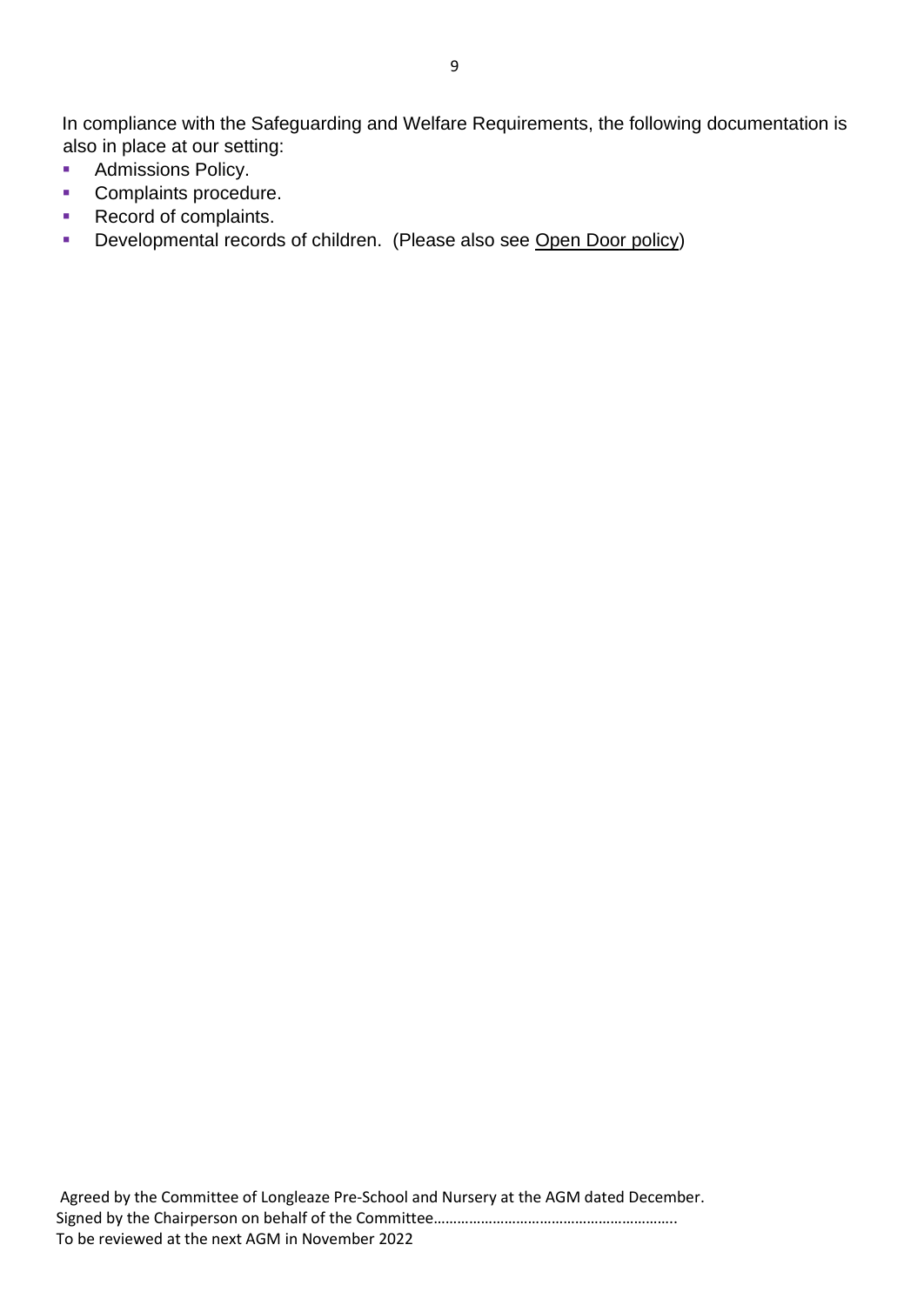In compliance with the Safeguarding and Welfare Requirements, the following documentation is also in place at our setting:

- Admissions Policy.
- Complaints procedure.
- Record of complaints.
- Developmental records of children. (Please also see Open Door policy)

Agreed by the Committee of Longleaze Pre-School and Nursery at the AGM dated December.
Signed by the Chairperson on behalf of the Committee…………………………………………………..
To be reviewed at the next AGM in November 2022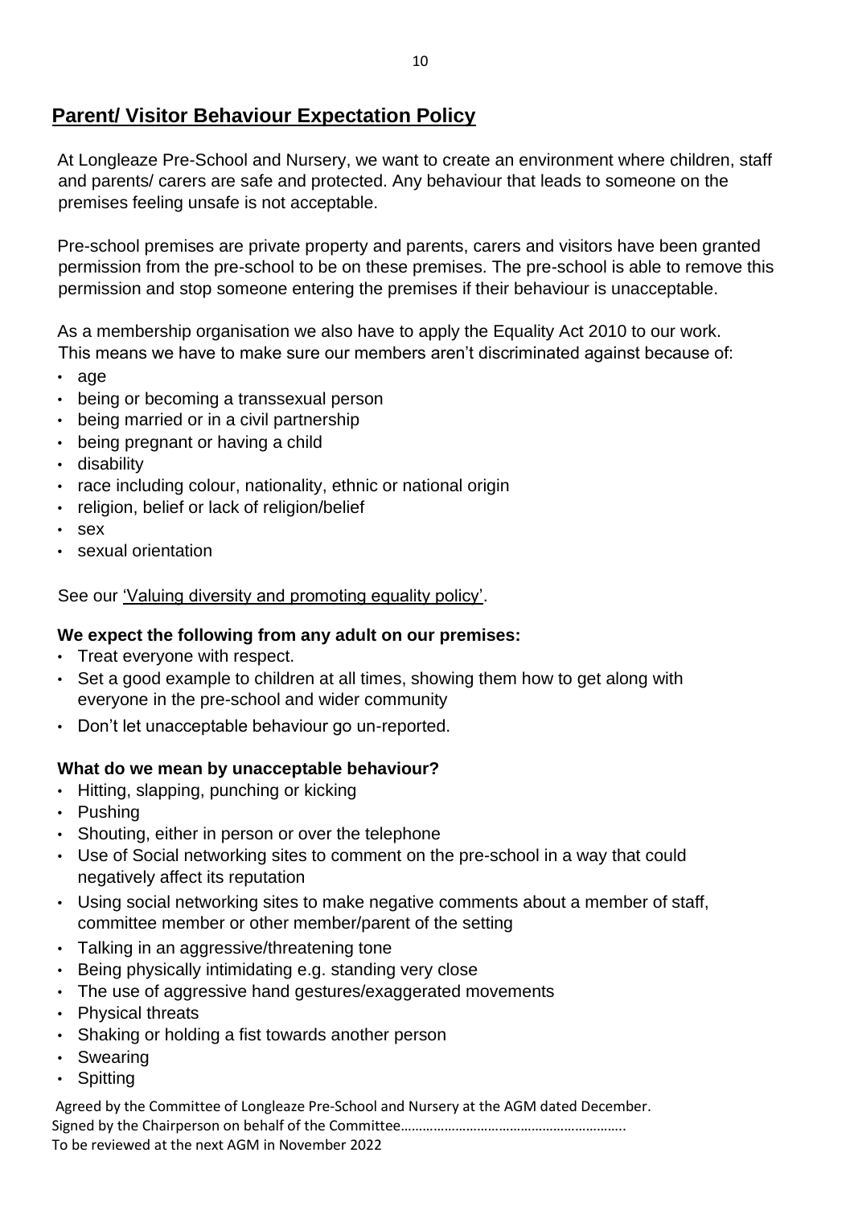## Parent/ Visitor Behaviour Expectation Policy

At Longleaze Pre-School and Nursery, we want to create an environment where children, staff and parents/ carers are safe and protected. Any behaviour that leads to someone on the premises feeling unsafe is not acceptable.

Pre-school premises are private property and parents, carers and visitors have been granted permission from the pre-school to be on these premises. The pre-school is able to remove this permission and stop someone entering the premises if their behaviour is unacceptable.

As a membership organisation we also have to apply the Equality Act 2010 to our work. This means we have to make sure our members aren't discriminated against because of:

- age
- being or becoming a transsexual person
- being married or in a civil partnership
- being pregnant or having a child
- disability
- race including colour, nationality, ethnic or national origin
- religion, belief or lack of religion/belief
- sex
- sexual orientation

See our 'Valuing diversity and promoting equality policy'.

**We expect the following from any adult on our premises:**

- Treat everyone with respect.
- Set a good example to children at all times, showing them how to get along with everyone in the pre-school and wider community
- Don't let unacceptable behaviour go un-reported.

**What do we mean by unacceptable behaviour?**

- Hitting, slapping, punching or kicking
- Pushing
- Shouting, either in person or over the telephone
- Use of Social networking sites to comment on the pre-school in a way that could negatively affect its reputation
- Using social networking sites to make negative comments about a member of staff, committee member or other member/parent of the setting
- Talking in an aggressive/threatening tone
- Being physically intimidating e.g. standing very close
- The use of aggressive hand gestures/exaggerated movements
- Physical threats
- Shaking or holding a fist towards another person
- Swearing
- Spitting

Agreed by the Committee of Longleaze Pre-School and Nursery at the AGM dated December.
Signed by the Chairperson on behalf of the Committee……………………………………………………..
To be reviewed at the next AGM in November 2022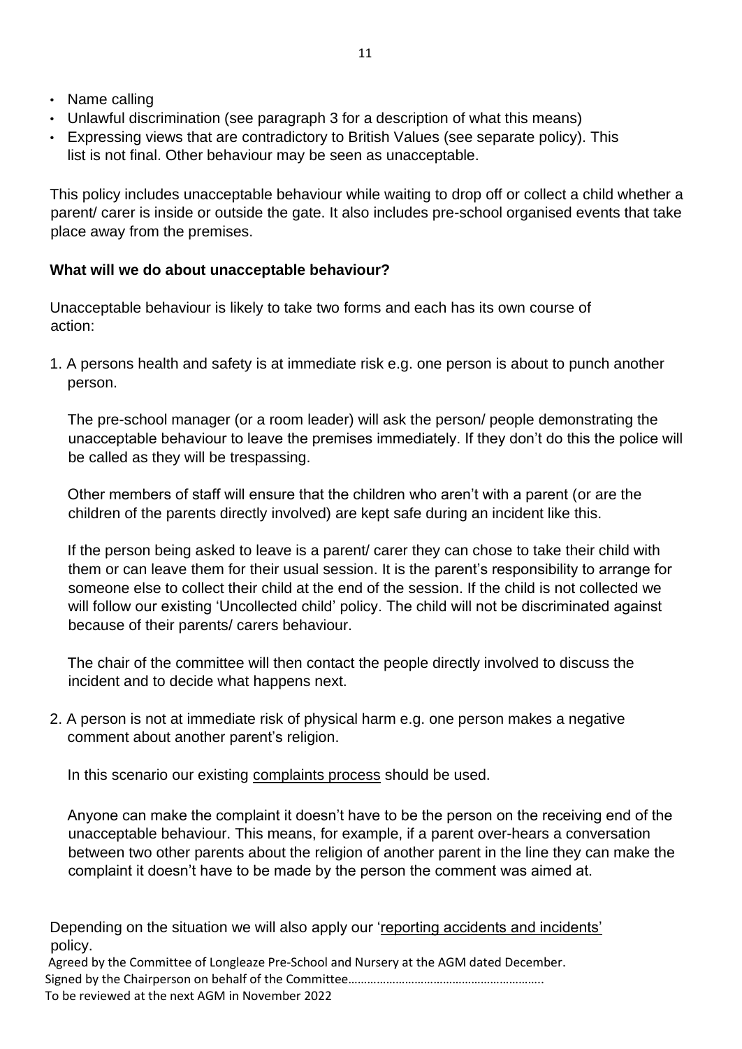- Name calling
- Unlawful discrimination (see paragraph 3 for a description of what this means)
- Expressing views that are contradictory to British Values (see separate policy). This list is not final. Other behaviour may be seen as unacceptable.

This policy includes unacceptable behaviour while waiting to drop off or collect a child whether a parent/ carer is inside or outside the gate. It also includes pre-school organised events that take place away from the premises.

**What will we do about unacceptable behaviour?**

Unacceptable behaviour is likely to take two forms and each has its own course of action:

1. A persons health and safety is at immediate risk e.g. one person is about to punch another person.

   The pre-school manager (or a room leader) will ask the person/ people demonstrating the unacceptable behaviour to leave the premises immediately. If they don't do this the police will be called as they will be trespassing.

   Other members of staff will ensure that the children who aren't with a parent (or are the children of the parents directly involved) are kept safe during an incident like this.

   If the person being asked to leave is a parent/ carer they can chose to take their child with them or can leave them for their usual session. It is the parent's responsibility to arrange for someone else to collect their child at the end of the session. If the child is not collected we will follow our existing 'Uncollected child' policy. The child will not be discriminated against because of their parents/ carers behaviour.

   The chair of the committee will then contact the people directly involved to discuss the incident and to decide what happens next.

2. A person is not at immediate risk of physical harm e.g. one person makes a negative comment about another parent's religion.

   In this scenario our existing complaints process should be used.

   Anyone can make the complaint it doesn't have to be the person on the receiving end of the unacceptable behaviour. This means, for example, if a parent over-hears a conversation between two other parents about the religion of another parent in the line they can make the complaint it doesn't have to be made by the person the comment was aimed at.

Depending on the situation we will also apply our 'reporting accidents and incidents' policy.

Agreed by the Committee of Longleaze Pre-School and Nursery at the AGM dated December.

Signed by the Chairperson on behalf of the Committee……………………………………………………..

To be reviewed at the next AGM in November 2022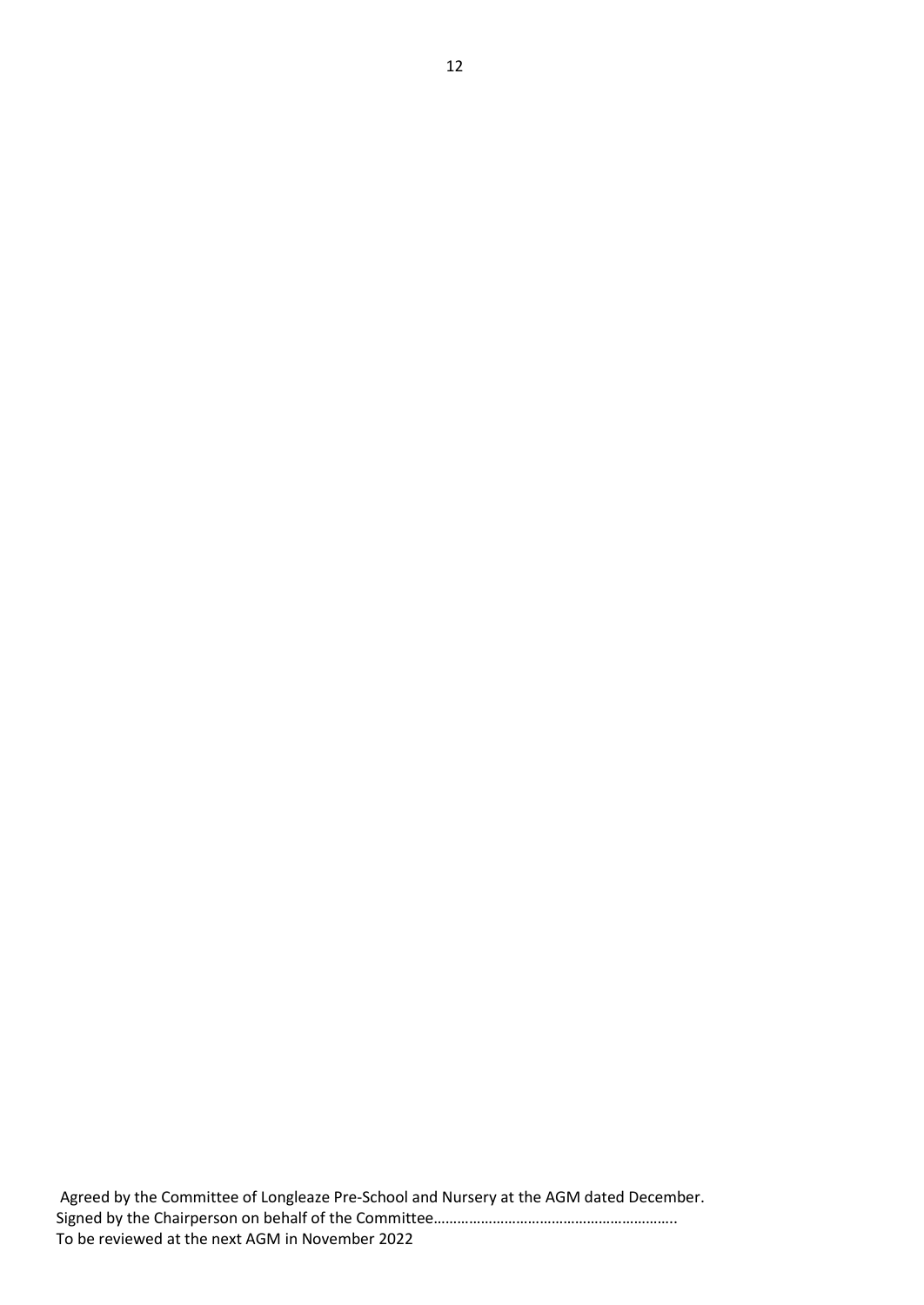Agreed by the Committee of Longleaze Pre-School and Nursery at the AGM dated December.
Signed by the Chairperson on behalf of the Committee…………………………………………………..
To be reviewed at the next AGM in November 2022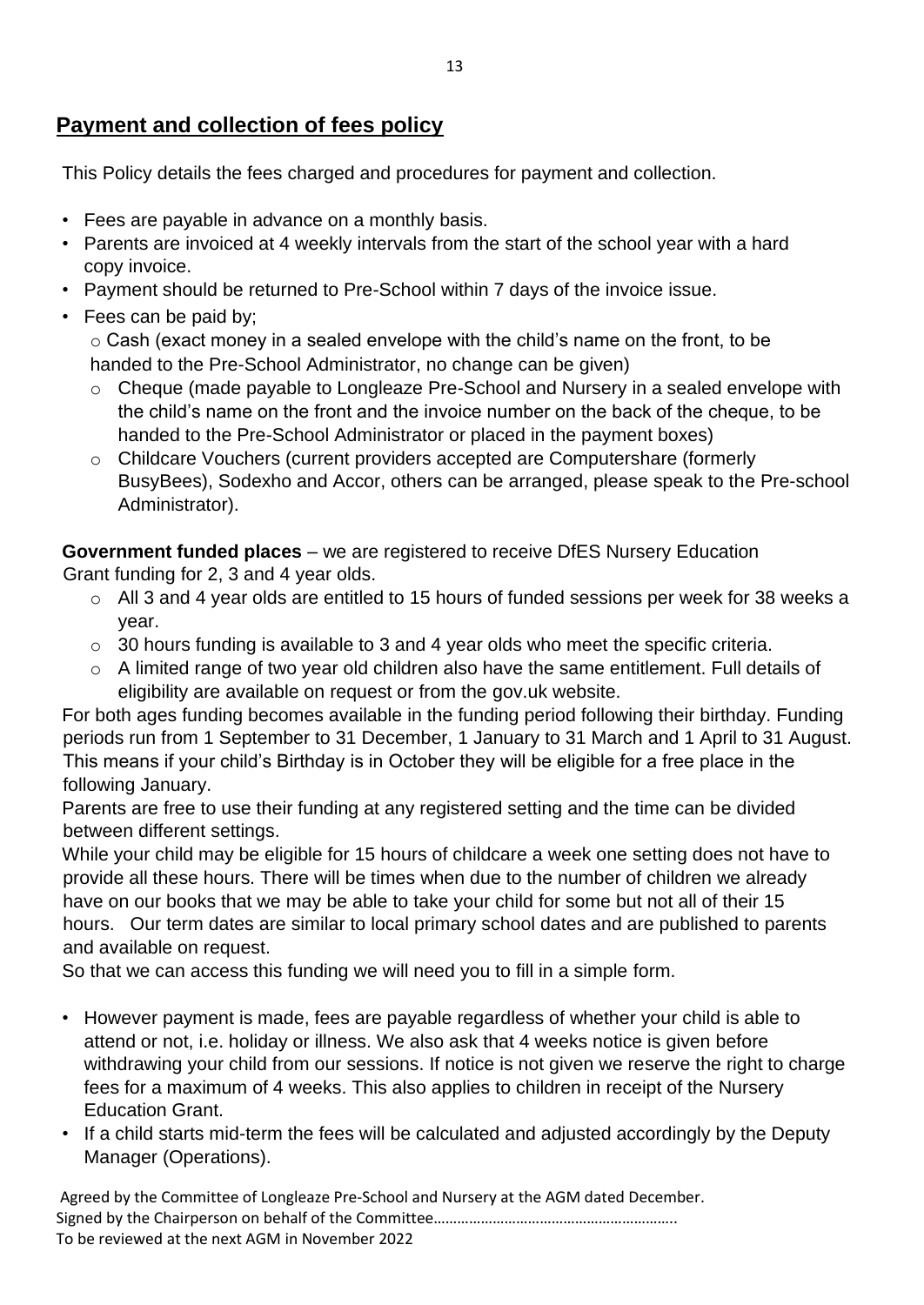## Payment and collection of fees policy

This Policy details the fees charged and procedures for payment and collection.

- Fees are payable in advance on a monthly basis.
- Parents are invoiced at 4 weekly intervals from the start of the school year with a hard copy invoice.
- Payment should be returned to Pre-School within 7 days of the invoice issue.
- Fees can be paid by;
  - Cash (exact money in a sealed envelope with the child's name on the front, to be handed to the Pre-School Administrator, no change can be given)
  - Cheque (made payable to Longleaze Pre-School and Nursery in a sealed envelope with the child's name on the front and the invoice number on the back of the cheque, to be handed to the Pre-School Administrator or placed in the payment boxes)
  - Childcare Vouchers (current providers accepted are Computershare (formerly BusyBees), Sodexho and Accor, others can be arranged, please speak to the Pre-school Administrator).

**Government funded places** – we are registered to receive DfES Nursery Education Grant funding for 2, 3 and 4 year olds.

- All 3 and 4 year olds are entitled to 15 hours of funded sessions per week for 38 weeks a year.
- 30 hours funding is available to 3 and 4 year olds who meet the specific criteria.
- A limited range of two year old children also have the same entitlement. Full details of eligibility are available on request or from the gov.uk website.

For both ages funding becomes available in the funding period following their birthday. Funding periods run from 1 September to 31 December, 1 January to 31 March and 1 April to 31 August. This means if your child's Birthday is in October they will be eligible for a free place in the following January.

Parents are free to use their funding at any registered setting and the time can be divided between different settings.

While your child may be eligible for 15 hours of childcare a week one setting does not have to provide all these hours. There will be times when due to the number of children we already have on our books that we may be able to take your child for some but not all of their 15 hours. Our term dates are similar to local primary school dates and are published to parents and available on request.

So that we can access this funding we will need you to fill in a simple form.

- However payment is made, fees are payable regardless of whether your child is able to attend or not, i.e. holiday or illness. We also ask that 4 weeks notice is given before withdrawing your child from our sessions. If notice is not given we reserve the right to charge fees for a maximum of 4 weeks. This also applies to children in receipt of the Nursery Education Grant.
- If a child starts mid-term the fees will be calculated and adjusted accordingly by the Deputy Manager (Operations).

Agreed by the Committee of Longleaze Pre-School and Nursery at the AGM dated December.
Signed by the Chairperson on behalf of the Committee…………………………………………………..
To be reviewed at the next AGM in November 2022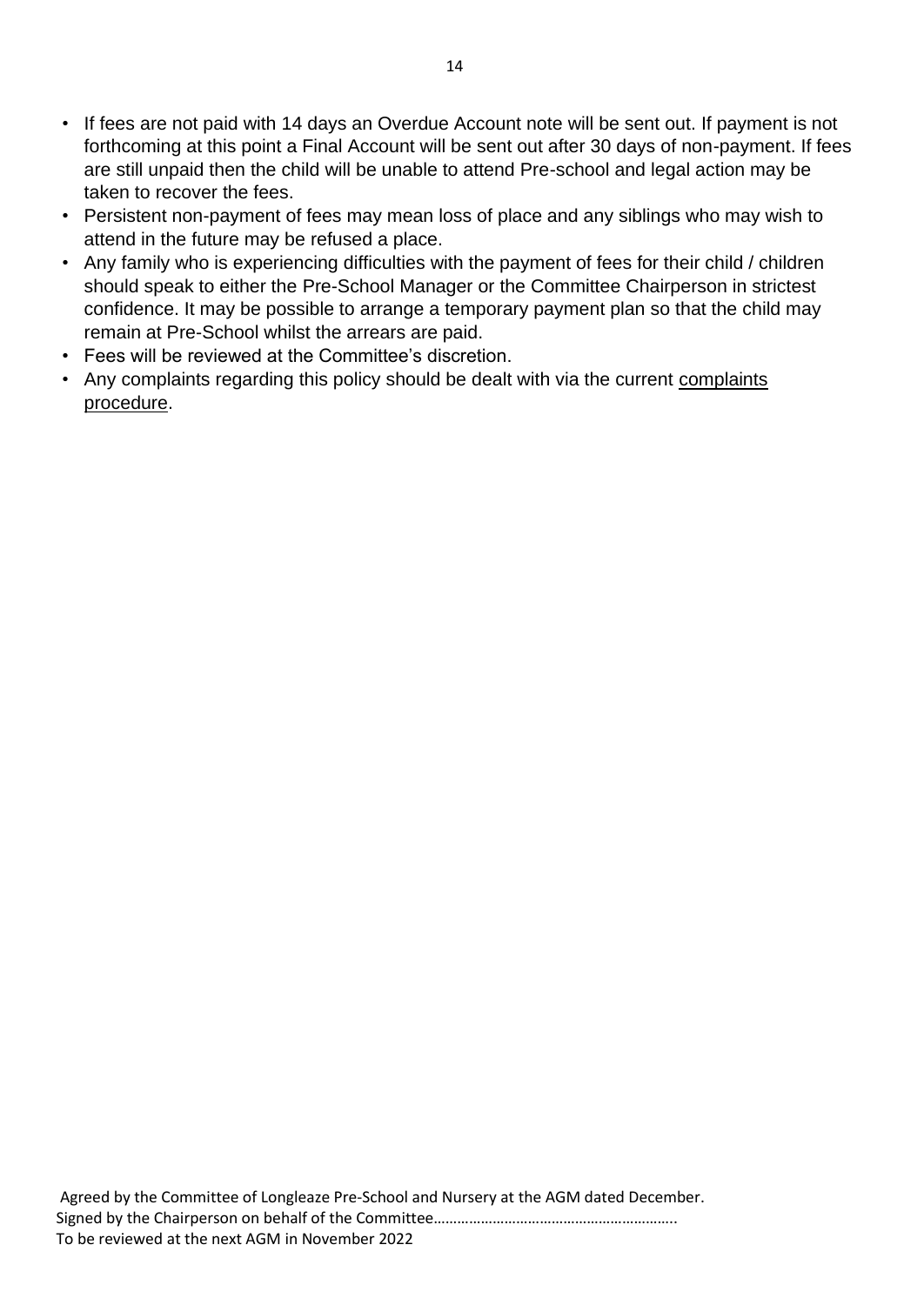- If fees are not paid with 14 days an Overdue Account note will be sent out. If payment is not forthcoming at this point a Final Account will be sent out after 30 days of non-payment. If fees are still unpaid then the child will be unable to attend Pre-school and legal action may be taken to recover the fees.
- Persistent non-payment of fees may mean loss of place and any siblings who may wish to attend in the future may be refused a place.
- Any family who is experiencing difficulties with the payment of fees for their child / children should speak to either the Pre-School Manager or the Committee Chairperson in strictest confidence. It may be possible to arrange a temporary payment plan so that the child may remain at Pre-School whilst the arrears are paid.
- Fees will be reviewed at the Committee's discretion.
- Any complaints regarding this policy should be dealt with via the current complaints procedure.

Agreed by the Committee of Longleaze Pre-School and Nursery at the AGM dated December.
Signed by the Chairperson on behalf of the Committee……………………………………………………..
To be reviewed at the next AGM in November 2022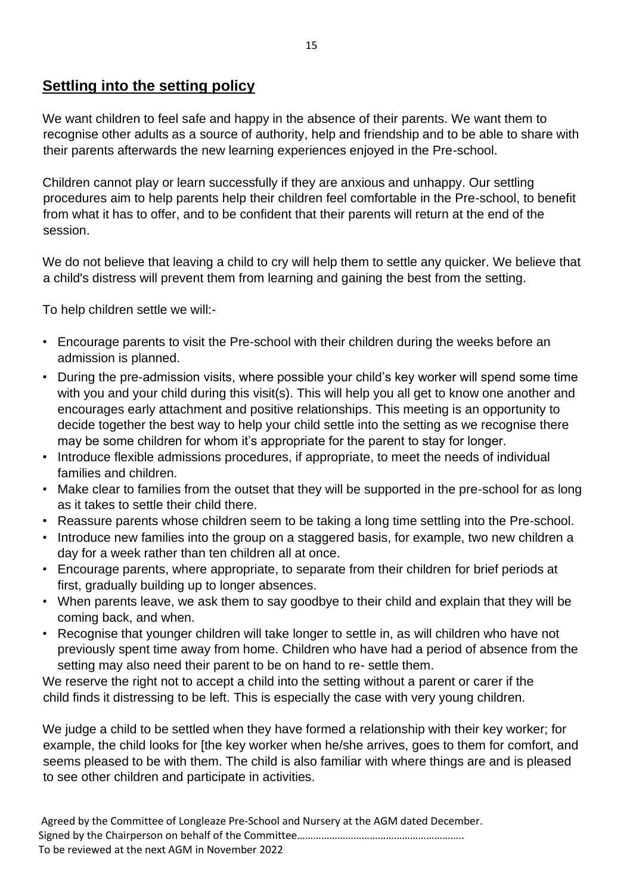## Settling into the setting policy

We want children to feel safe and happy in the absence of their parents. We want them to recognise other adults as a source of authority, help and friendship and to be able to share with their parents afterwards the new learning experiences enjoyed in the Pre-school.

Children cannot play or learn successfully if they are anxious and unhappy. Our settling procedures aim to help parents help their children feel comfortable in the Pre-school, to benefit from what it has to offer, and to be confident that their parents will return at the end of the session.

We do not believe that leaving a child to cry will help them to settle any quicker. We believe that a child's distress will prevent them from learning and gaining the best from the setting.

To help children settle we will:-

- Encourage parents to visit the Pre-school with their children during the weeks before an admission is planned.
- During the pre-admission visits, where possible your child's key worker will spend some time with you and your child during this visit(s). This will help you all get to know one another and encourages early attachment and positive relationships. This meeting is an opportunity to decide together the best way to help your child settle into the setting as we recognise there may be some children for whom it's appropriate for the parent to stay for longer.
- Introduce flexible admissions procedures, if appropriate, to meet the needs of individual families and children.
- Make clear to families from the outset that they will be supported in the pre-school for as long as it takes to settle their child there.
- Reassure parents whose children seem to be taking a long time settling into the Pre-school.
- Introduce new families into the group on a staggered basis, for example, two new children a day for a week rather than ten children all at once.
- Encourage parents, where appropriate, to separate from their children for brief periods at first, gradually building up to longer absences.
- When parents leave, we ask them to say goodbye to their child and explain that they will be coming back, and when.
- Recognise that younger children will take longer to settle in, as will children who have not previously spent time away from home. Children who have had a period of absence from the setting may also need their parent to be on hand to re- settle them.

We reserve the right not to accept a child into the setting without a parent or carer if the child finds it distressing to be left. This is especially the case with very young children.

We judge a child to be settled when they have formed a relationship with their key worker; for example, the child looks for [the key worker when he/she arrives, goes to them for comfort, and seems pleased to be with them. The child is also familiar with where things are and is pleased to see other children and participate in activities.

Agreed by the Committee of Longleaze Pre-School and Nursery at the AGM dated December.
Signed by the Chairperson on behalf of the Committee……………………………………………………..
To be reviewed at the next AGM in November 2022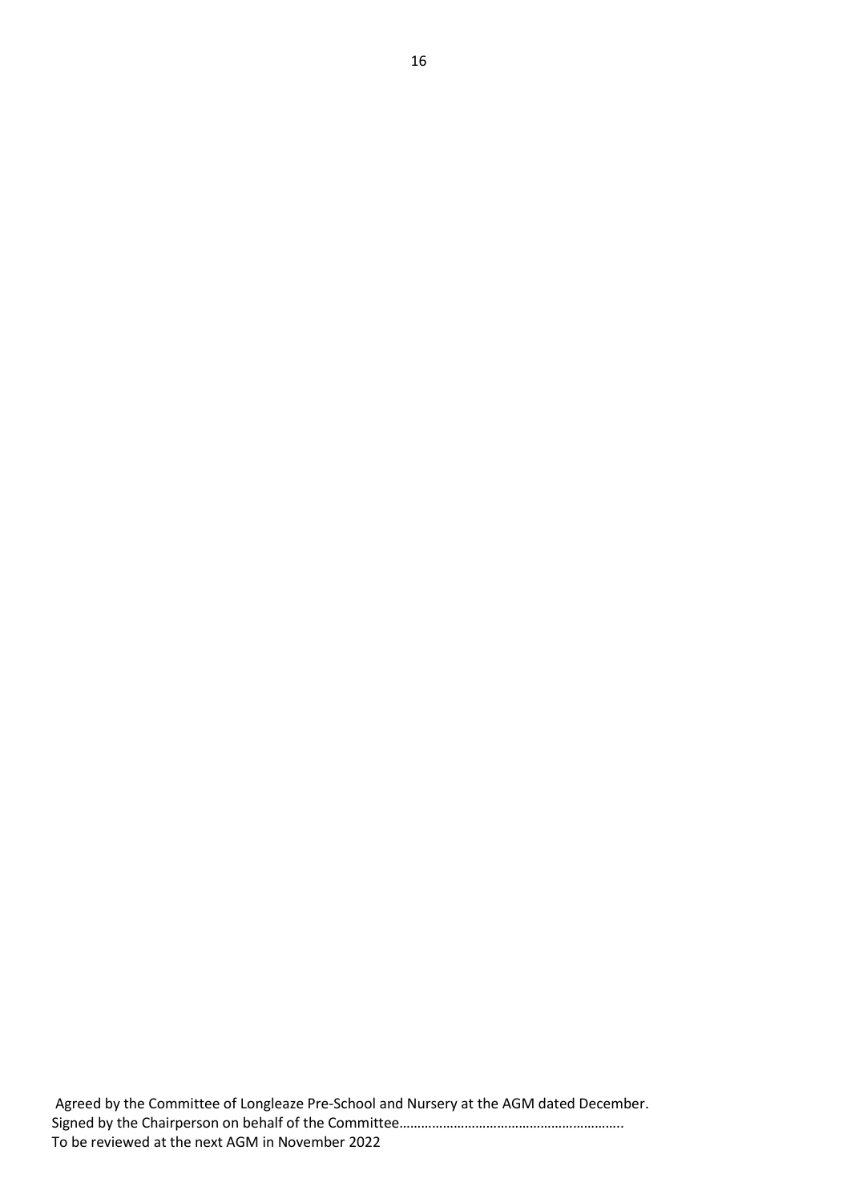Agreed by the Committee of Longleaze Pre-School and Nursery at the AGM dated December.
Signed by the Chairperson on behalf of the Committee……………………………………………………..
To be reviewed at the next AGM in November 2022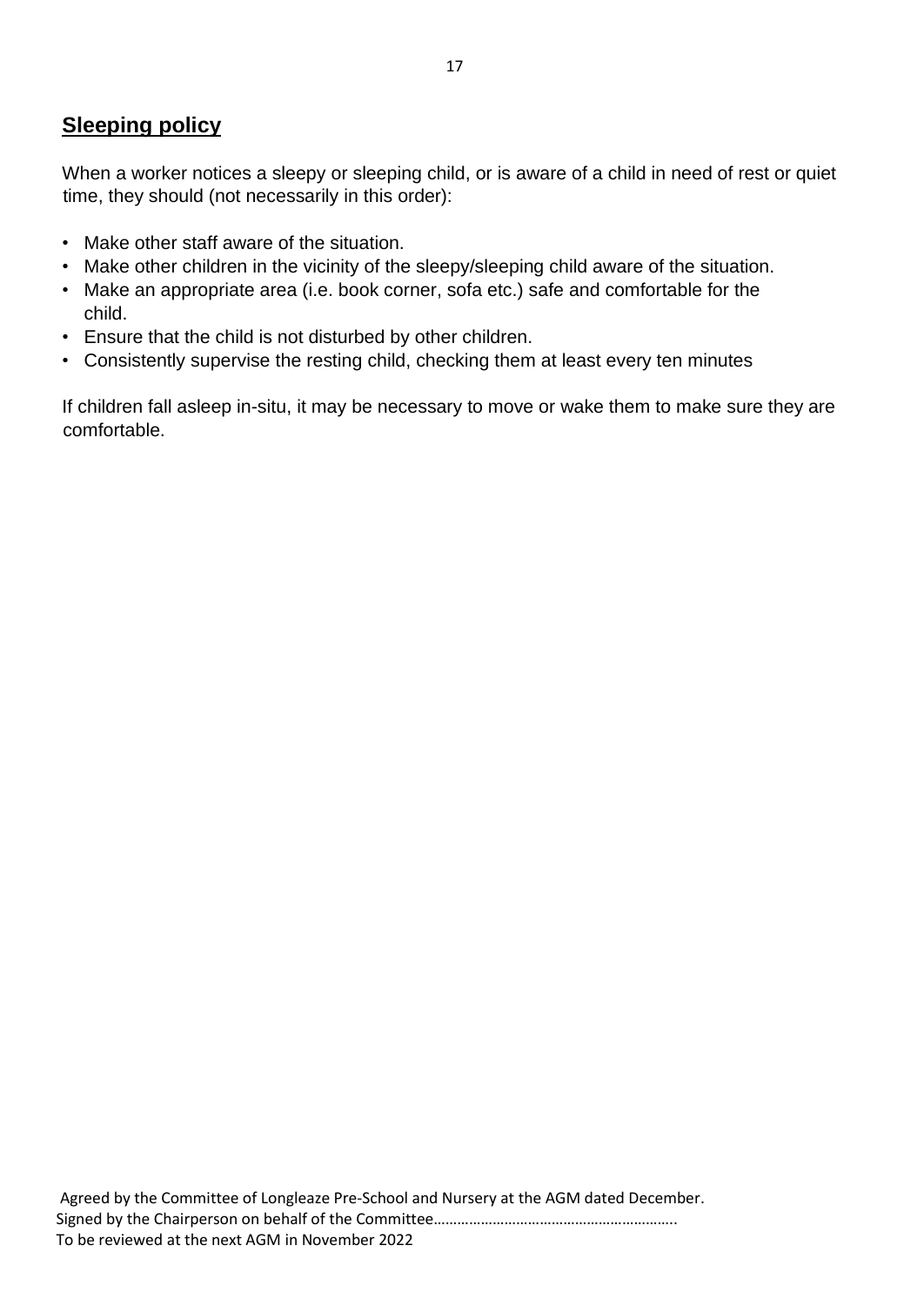## Sleeping policy

When a worker notices a sleepy or sleeping child, or is aware of a child in need of rest or quiet time, they should (not necessarily in this order):

- Make other staff aware of the situation.
- Make other children in the vicinity of the sleepy/sleeping child aware of the situation.
- Make an appropriate area (i.e. book corner, sofa etc.) safe and comfortable for the child.
- Ensure that the child is not disturbed by other children.
- Consistently supervise the resting child, checking them at least every ten minutes

If children fall asleep in-situ, it may be necessary to move or wake them to make sure they are comfortable.

Agreed by the Committee of Longleaze Pre-School and Nursery at the AGM dated December.
Signed by the Chairperson on behalf of the Committee……………………………………………………..
To be reviewed at the next AGM in November 2022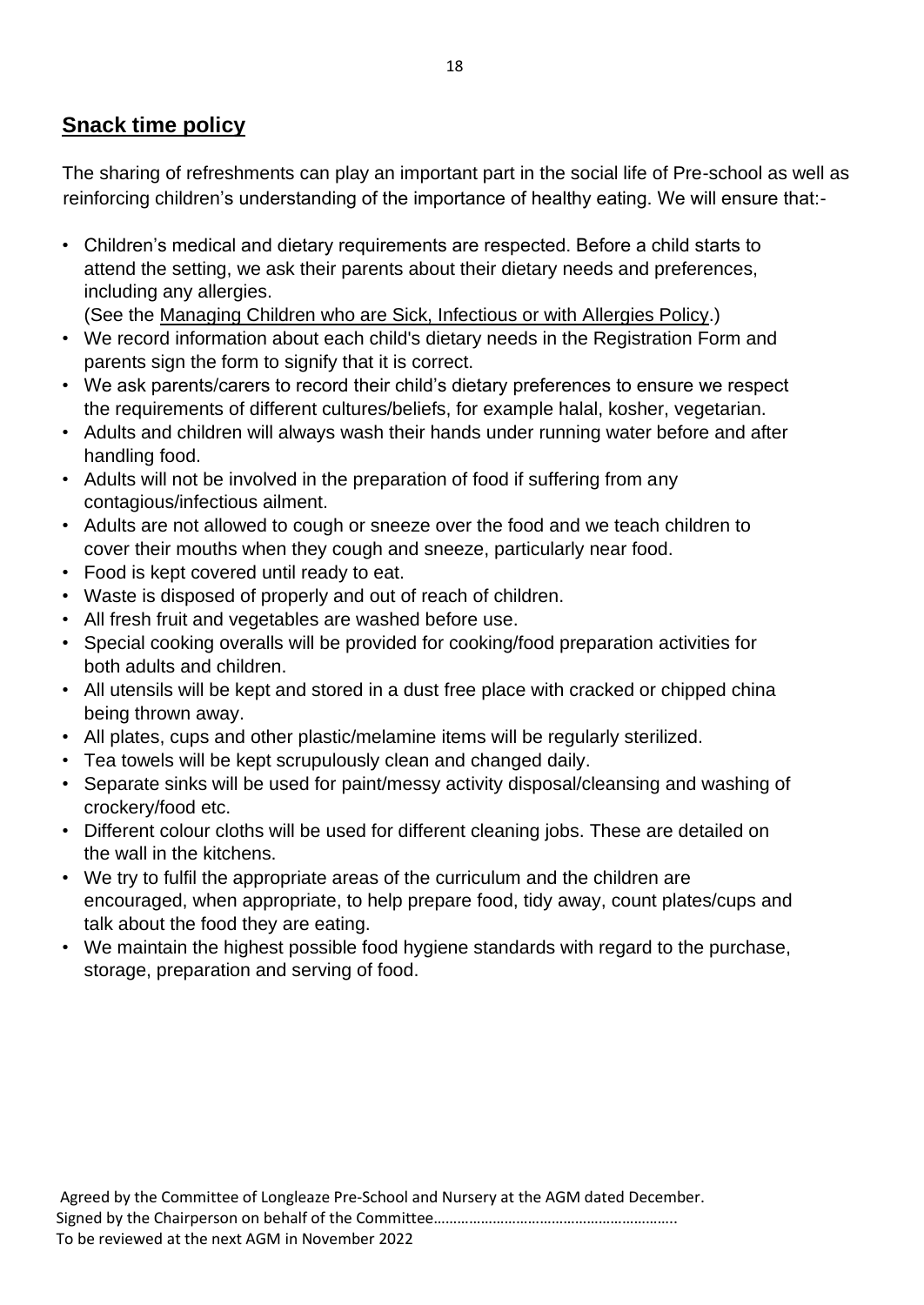## **Snack time policy**

The sharing of refreshments can play an important part in the social life of Pre-school as well as reinforcing children's understanding of the importance of healthy eating. We will ensure that:-

- Children's medical and dietary requirements are respected. Before a child starts to attend the setting, we ask their parents about their dietary needs and preferences, including any allergies.
  (See the Managing Children who are Sick, Infectious or with Allergies Policy.)
- We record information about each child's dietary needs in the Registration Form and parents sign the form to signify that it is correct.
- We ask parents/carers to record their child's dietary preferences to ensure we respect the requirements of different cultures/beliefs, for example halal, kosher, vegetarian.
- Adults and children will always wash their hands under running water before and after handling food.
- Adults will not be involved in the preparation of food if suffering from any contagious/infectious ailment.
- Adults are not allowed to cough or sneeze over the food and we teach children to cover their mouths when they cough and sneeze, particularly near food.
- Food is kept covered until ready to eat.
- Waste is disposed of properly and out of reach of children.
- All fresh fruit and vegetables are washed before use.
- Special cooking overalls will be provided for cooking/food preparation activities for both adults and children.
- All utensils will be kept and stored in a dust free place with cracked or chipped china being thrown away.
- All plates, cups and other plastic/melamine items will be regularly sterilized.
- Tea towels will be kept scrupulously clean and changed daily.
- Separate sinks will be used for paint/messy activity disposal/cleansing and washing of crockery/food etc.
- Different colour cloths will be used for different cleaning jobs. These are detailed on the wall in the kitchens.
- We try to fulfil the appropriate areas of the curriculum and the children are encouraged, when appropriate, to help prepare food, tidy away, count plates/cups and talk about the food they are eating.
- We maintain the highest possible food hygiene standards with regard to the purchase, storage, preparation and serving of food.

Agreed by the Committee of Longleaze Pre-School and Nursery at the AGM dated December.
Signed by the Chairperson on behalf of the Committee…………………………………………………..
To be reviewed at the next AGM in November 2022